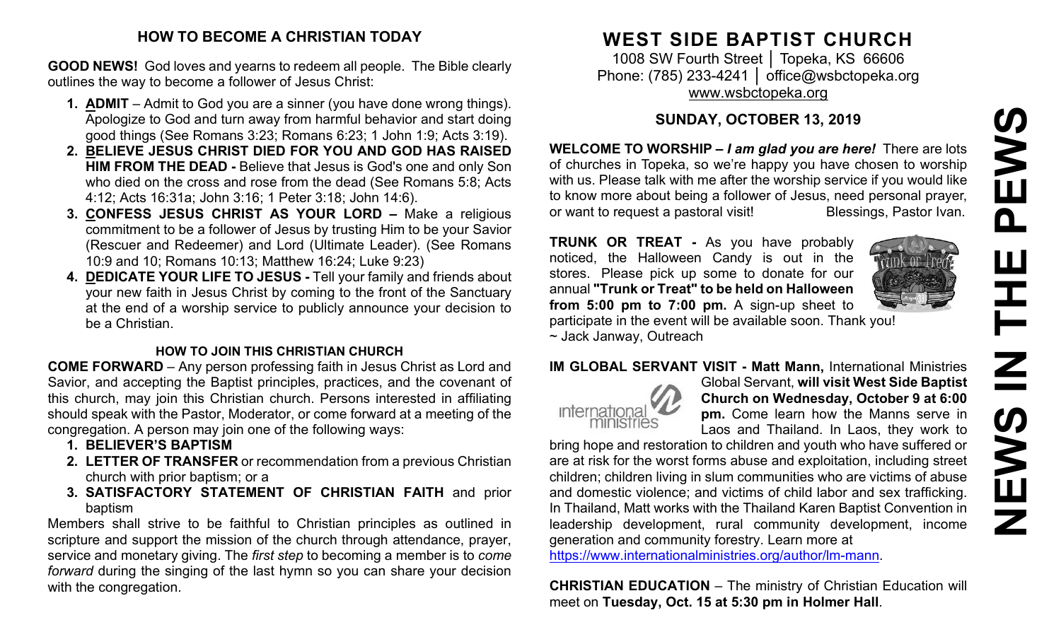## HOW TO BECOME A CHRISTIAN TODAY

**GOOD NEWS!** God loves and yearns to redeem all people. The Bible clearly outlines the way to become a follower of Jesus Christ:

1. **ADMIT** – Admit to God you are a sinner (you have done wrong things). Apologize to God and turn away from harmful behavior and start doing good things (See Romans 3:23; Romans 6:23; 1 John 1:9; Acts 3:19).
2. **BELIEVE JESUS CHRIST DIED FOR YOU AND GOD HAS RAISED HIM FROM THE DEAD -** Believe that Jesus is God's one and only Son who died on the cross and rose from the dead (See Romans 5:8; Acts 4:12; Acts 16:31a; John 3:16; 1 Peter 3:18; John 14:6).
3. **CONFESS JESUS CHRIST AS YOUR LORD –** Make a religious commitment to be a follower of Jesus by trusting Him to be your Savior (Rescuer and Redeemer) and Lord (Ultimate Leader). (See Romans 10:9 and 10; Romans 10:13; Matthew 16:24; Luke 9:23)
4. **DEDICATE YOUR LIFE TO JESUS -** Tell your family and friends about your new faith in Jesus Christ by coming to the front of the Sanctuary at the end of a worship service to publicly announce your decision to be a Christian.

### HOW TO JOIN THIS CHRISTIAN CHURCH

**COME FORWARD** – Any person professing faith in Jesus Christ as Lord and Savior, and accepting the Baptist principles, practices, and the covenant of this church, may join this Christian church. Persons interested in affiliating should speak with the Pastor, Moderator, or come forward at a meeting of the congregation. A person may join one of the following ways:

1. **BELIEVER'S BAPTISM**
2. **LETTER OF TRANSFER** or recommendation from a previous Christian church with prior baptism; or a
3. **SATISFACTORY STATEMENT OF CHRISTIAN FAITH** and prior baptism

Members shall strive to be faithful to Christian principles as outlined in scripture and support the mission of the church through attendance, prayer, service and monetary giving. The *first step* to becoming a member is to *come forward* during the singing of the last hymn so you can share your decision with the congregation.

# WEST SIDE BAPTIST CHURCH

1008 SW Fourth Street │ Topeka, KS 66606
Phone: (785) 233-4241 │ office@wsbctopeka.org
www.wsbctopeka.org

## SUNDAY, OCTOBER 13, 2019

**WELCOME TO WORSHIP –** ***I am glad you are here!*** There are lots of churches in Topeka, so we're happy you have chosen to worship with us. Please talk with me after the worship service if you would like to know more about being a follower of Jesus, need personal prayer, or want to request a pastoral visit! Blessings, Pastor Ivan.

**TRUNK OR TREAT -** As you have probably noticed, the Halloween Candy is out in the stores. Please pick up some to donate for our annual **"Trunk or Treat" to be held on Halloween from 5:00 pm to 7:00 pm.** A sign-up sheet to participate in the event will be available soon. Thank you!
~ Jack Janway, Outreach

**IM GLOBAL SERVANT VISIT - Matt Mann,** International Ministries Global Servant, **will visit West Side Baptist Church on Wednesday, October 9 at 6:00 pm.** Come learn how the Manns serve in Laos and Thailand. In Laos, they work to bring hope and restoration to children and youth who have suffered or are at risk for the worst forms abuse and exploitation, including street children; children living in slum communities who are victims of abuse and domestic violence; and victims of child labor and sex trafficking. In Thailand, Matt works with the Thailand Karen Baptist Convention in leadership development, rural community development, income generation and community forestry. Learn more at https://www.internationalministries.org/author/lm-mann.

**CHRISTIAN EDUCATION** – The ministry of Christian Education will meet on **Tuesday, Oct. 15 at 5:30 pm in Holmer Hall**.

# NEWS IN THE PEWS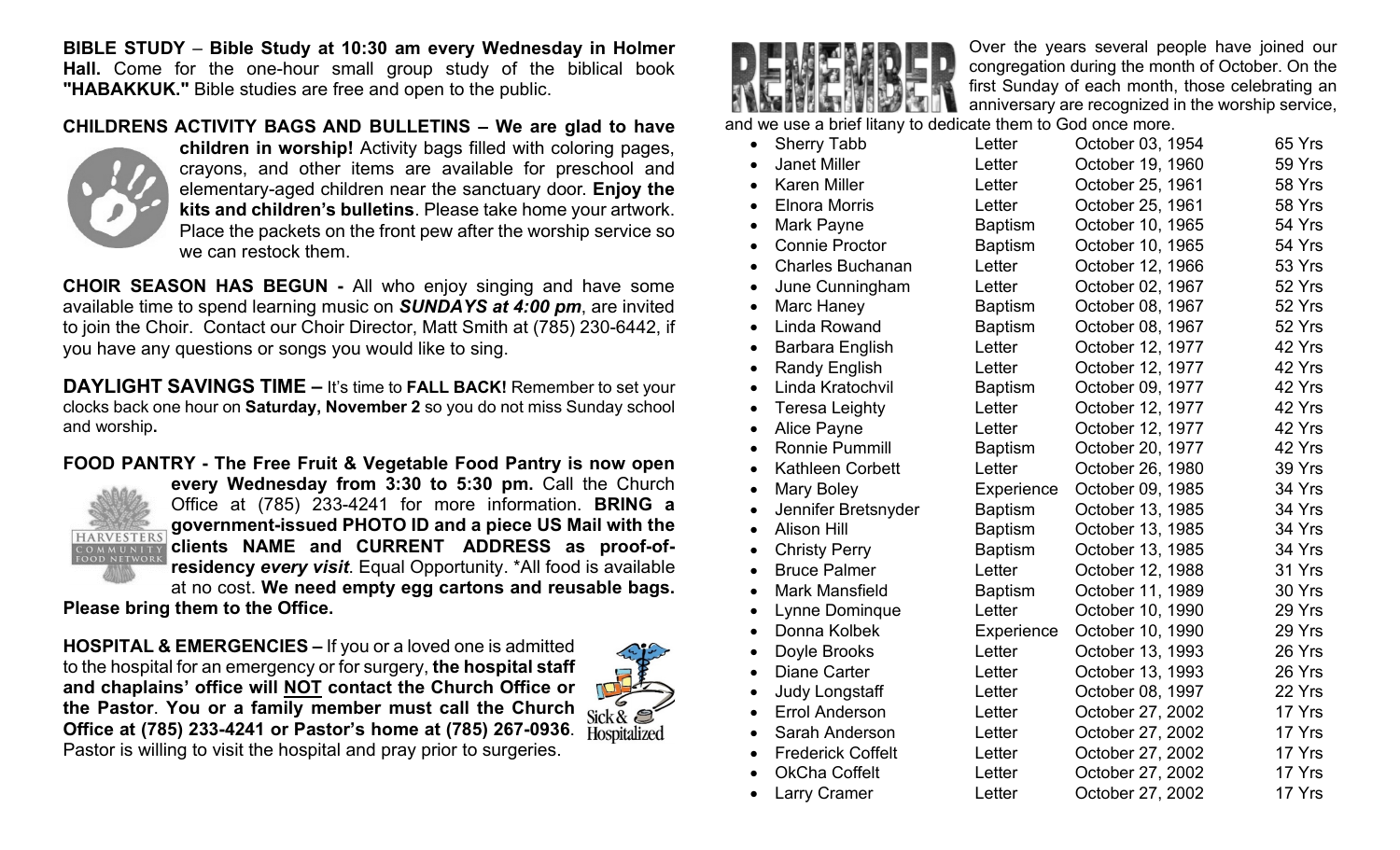**BIBLE STUDY** – **Bible Study at 10:30 am every Wednesday in Holmer Hall.** Come for the one-hour small group study of the biblical book **"HABAKKUK."** Bible studies are free and open to the public.

**CHILDRENS ACTIVITY BAGS AND BULLETINS – We are glad to have children in worship!** Activity bags filled with coloring pages, crayons, and other items are available for preschool and elementary-aged children near the sanctuary door. **Enjoy the kits and children's bulletins**. Please take home your artwork. Place the packets on the front pew after the worship service so we can restock them.

**CHOIR SEASON HAS BEGUN -** All who enjoy singing and have some available time to spend learning music on ***SUNDAYS at 4:00 pm***, are invited to join the Choir. Contact our Choir Director, Matt Smith at (785) 230-6442, if you have any questions or songs you would like to sing.

**DAYLIGHT SAVINGS TIME –** It's time to **FALL BACK!** Remember to set your clocks back one hour on **Saturday, November 2** so you do not miss Sunday school and worship**.**

**FOOD PANTRY - The Free Fruit & Vegetable Food Pantry is now open every Wednesday from 3:30 to 5:30 pm.** Call the Church Office at (785) 233-4241 for more information. **BRING a government-issued PHOTO ID and a piece US Mail with the clients NAME and CURRENT ADDRESS as proof-of-residency *every visit*.** Equal Opportunity. *All food is available at no cost. **We need empty egg cartons and reusable bags. Please bring them to the Office.**

**HOSPITAL & EMERGENCIES –** If you or a loved one is admitted to the hospital for an emergency or for surgery, **the hospital staff and chaplains' office will NOT contact the Church Office or the Pastor**. **You or a family member must call the Church Office at (785) 233-4241 or Pastor's home at (785) 267-0936**. Pastor is willing to visit the hospital and pray prior to surgeries.

## REMEMBER

Over the years several people have joined our congregation during the month of October. On the first Sunday of each month, those celebrating an anniversary are recognized in the worship service, and we use a brief litany to dedicate them to God once more.

| | | | |
|---|---|---|---|
| Sherry Tabb | Letter | October 03, 1954 | 65 Yrs |
| Janet Miller | Letter | October 19, 1960 | 59 Yrs |
| Karen Miller | Letter | October 25, 1961 | 58 Yrs |
| Elnora Morris | Letter | October 25, 1961 | 58 Yrs |
| Mark Payne | Baptism | October 10, 1965 | 54 Yrs |
| Connie Proctor | Baptism | October 10, 1965 | 54 Yrs |
| Charles Buchanan | Letter | October 12, 1966 | 53 Yrs |
| June Cunningham | Letter | October 02, 1967 | 52 Yrs |
| Marc Haney | Baptism | October 08, 1967 | 52 Yrs |
| Linda Rowand | Baptism | October 08, 1967 | 52 Yrs |
| Barbara English | Letter | October 12, 1977 | 42 Yrs |
| Randy English | Letter | October 12, 1977 | 42 Yrs |
| Linda Kratochvil | Baptism | October 09, 1977 | 42 Yrs |
| Teresa Leighty | Letter | October 12, 1977 | 42 Yrs |
| Alice Payne | Letter | October 12, 1977 | 42 Yrs |
| Ronnie Pummill | Baptism | October 20, 1977 | 42 Yrs |
| Kathleen Corbett | Letter | October 26, 1980 | 39 Yrs |
| Mary Boley | Experience | October 09, 1985 | 34 Yrs |
| Jennifer Bretsnyder | Baptism | October 13, 1985 | 34 Yrs |
| Alison Hill | Baptism | October 13, 1985 | 34 Yrs |
| Christy Perry | Baptism | October 13, 1985 | 34 Yrs |
| Bruce Palmer | Letter | October 12, 1988 | 31 Yrs |
| Mark Mansfield | Baptism | October 11, 1989 | 30 Yrs |
| Lynne Dominque | Letter | October 10, 1990 | 29 Yrs |
| Donna Kolbek | Experience | October 10, 1990 | 29 Yrs |
| Doyle Brooks | Letter | October 13, 1993 | 26 Yrs |
| Diane Carter | Letter | October 13, 1993 | 26 Yrs |
| Judy Longstaff | Letter | October 08, 1997 | 22 Yrs |
| Errol Anderson | Letter | October 27, 2002 | 17 Yrs |
| Sarah Anderson | Letter | October 27, 2002 | 17 Yrs |
| Frederick Coffelt | Letter | October 27, 2002 | 17 Yrs |
| OkCha Coffelt | Letter | October 27, 2002 | 17 Yrs |
| Larry Cramer | Letter | October 27, 2002 | 17 Yrs |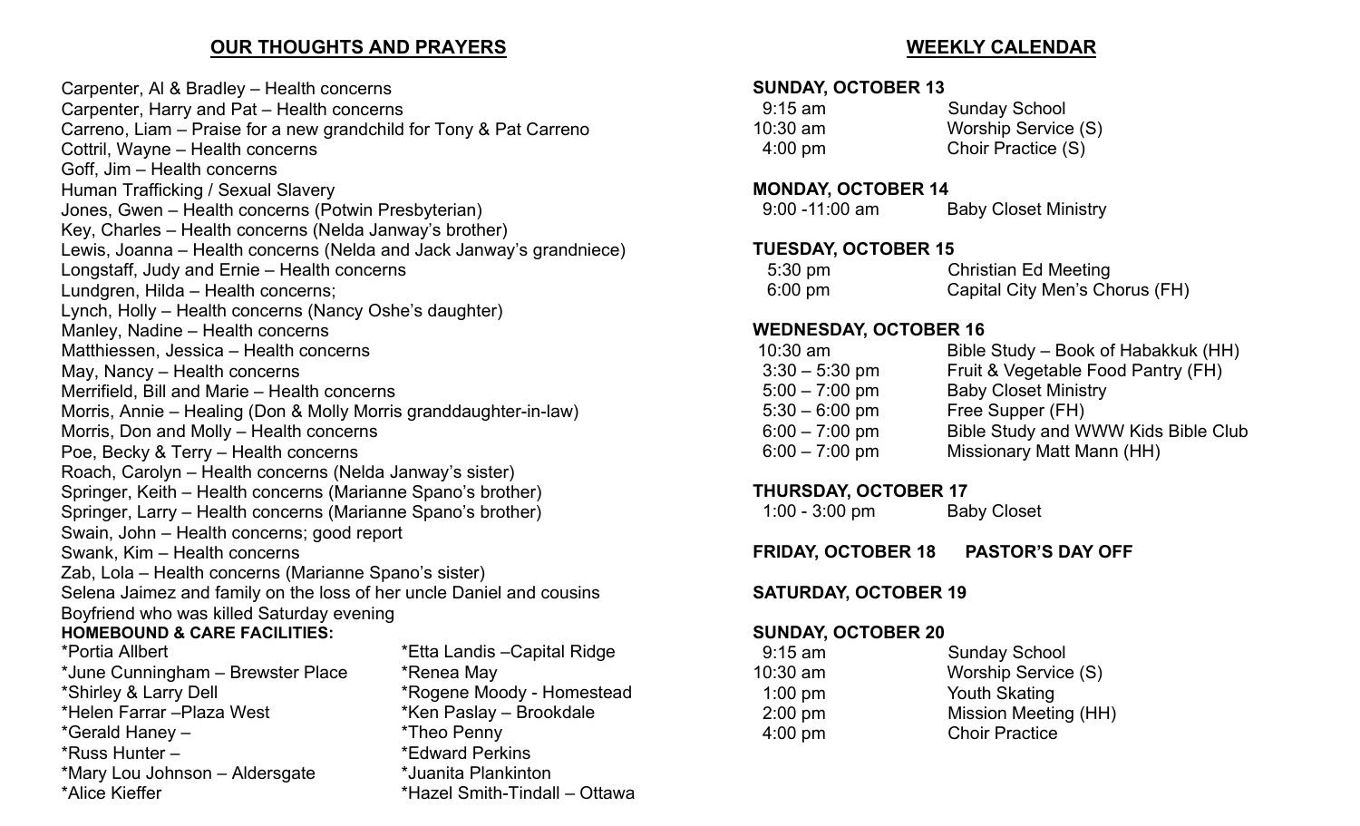## OUR THOUGHTS AND PRAYERS

Carpenter, Al & Bradley – Health concerns
Carpenter, Harry and Pat – Health concerns
Carreno, Liam – Praise for a new grandchild for Tony & Pat Carreno
Cottril, Wayne – Health concerns
Goff, Jim – Health concerns
Human Trafficking / Sexual Slavery
Jones, Gwen – Health concerns (Potwin Presbyterian)
Key, Charles – Health concerns (Nelda Janway's brother)
Lewis, Joanna – Health concerns (Nelda and Jack Janway's grandniece)
Longstaff, Judy and Ernie – Health concerns
Lundgren, Hilda – Health concerns;
Lynch, Holly – Health concerns (Nancy Oshe's daughter)
Manley, Nadine – Health concerns
Matthiessen, Jessica – Health concerns
May, Nancy – Health concerns
Merrifield, Bill and Marie – Health concerns
Morris, Annie – Healing (Don & Molly Morris granddaughter-in-law)
Morris, Don and Molly – Health concerns
Poe, Becky & Terry – Health concerns
Roach, Carolyn – Health concerns (Nelda Janway's sister)
Springer, Keith – Health concerns (Marianne Spano's brother)
Springer, Larry – Health concerns (Marianne Spano's brother)
Swain, John – Health concerns; good report
Swank, Kim – Health concerns
Zab, Lola – Health concerns (Marianne Spano's sister)
Selena Jaimez and family on the loss of her uncle Daniel and cousins Boyfriend who was killed Saturday evening

**HOMEBOUND & CARE FACILITIES:**

*Portia Allbert
*June Cunningham – Brewster Place
*Shirley & Larry Dell
*Helen Farrar –Plaza West
*Gerald Haney –
*Russ Hunter –
*Mary Lou Johnson – Aldersgate
*Alice Kieffer
*Etta Landis –Capital Ridge
*Renea May
*Rogene Moody - Homestead
*Ken Paslay – Brookdale
*Theo Penny
*Edward Perkins
*Juanita Plankinton
*Hazel Smith-Tindall – Ottawa

## WEEKLY CALENDAR

**SUNDAY, OCTOBER 13**

| | |
|---|---|
| 9:15 am | Sunday School |
| 10:30 am | Worship Service (S) |
| 4:00 pm | Choir Practice (S) |

**MONDAY, OCTOBER 14**

| | |
|---|---|
| 9:00 -11:00 am | Baby Closet Ministry |

**TUESDAY, OCTOBER 15**

| | |
|---|---|
| 5:30 pm | Christian Ed Meeting |
| 6:00 pm | Capital City Men's Chorus (FH) |

**WEDNESDAY, OCTOBER 16**

| | |
|---|---|
| 10:30 am | Bible Study – Book of Habakkuk (HH) |
| 3:30 – 5:30 pm | Fruit & Vegetable Food Pantry (FH) |
| 5:00 – 7:00 pm | Baby Closet Ministry |
| 5:30 – 6:00 pm | Free Supper (FH) |
| 6:00 – 7:00 pm | Bible Study and WWW Kids Bible Club |
| 6:00 – 7:00 pm | Missionary Matt Mann (HH) |

**THURSDAY, OCTOBER 17**

| | |
|---|---|
| 1:00 - 3:00 pm | Baby Closet |

**FRIDAY, OCTOBER 18 PASTOR'S DAY OFF**

**SATURDAY, OCTOBER 19**

**SUNDAY, OCTOBER 20**

| | |
|---|---|
| 9:15 am | Sunday School |
| 10:30 am | Worship Service (S) |
| 1:00 pm | Youth Skating |
| 2:00 pm | Mission Meeting (HH) |
| 4:00 pm | Choir Practice |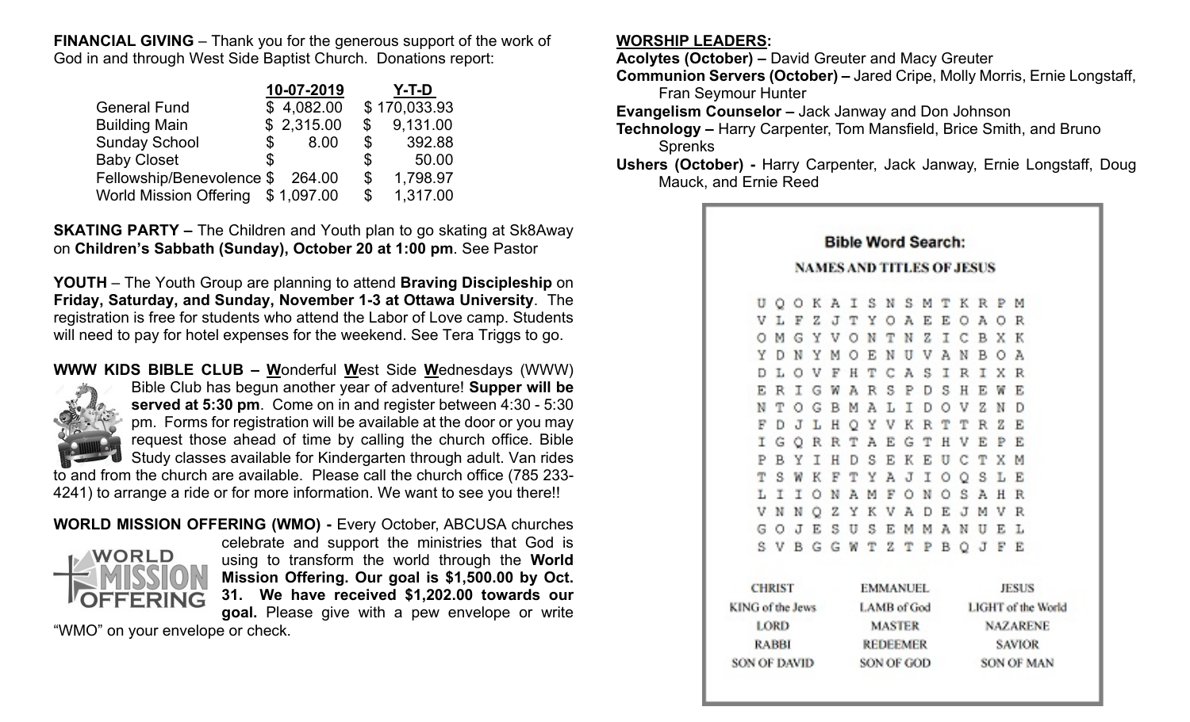**FINANCIAL GIVING** – Thank you for the generous support of the work of God in and through West Side Baptist Church. Donations report:

| | 10-07-2019 | Y-T-D |
|---|---|---|
| General Fund | $ 4,082.00 | $ 170,033.93 |
| Building Main | $ 2,315.00 | $ 9,131.00 |
| Sunday School | $ 8.00 | $ 392.88 |
| Baby Closet | $ | $ 50.00 |
| Fellowship/Benevolence | $ 264.00 | $ 1,798.97 |
| World Mission Offering | $ 1,097.00 | $ 1,317.00 |

**SKATING PARTY –** The Children and Youth plan to go skating at Sk8Away on **Children's Sabbath (Sunday), October 20 at 1:00 pm**. See Pastor

**YOUTH** – The Youth Group are planning to attend **Braving Discipleship** on **Friday, Saturday, and Sunday, November 1-3 at Ottawa University**. The registration is free for students who attend the Labor of Love camp. Students will need to pay for hotel expenses for the weekend. See Tera Triggs to go.

**WWW KIDS BIBLE CLUB – W**onderful **W**est Side **W**ednesdays (WWW) Bible Club has begun another year of adventure! **Supper will be served at 5:30 pm**. Come on in and register between 4:30 - 5:30 pm. Forms for registration will be available at the door or you may request those ahead of time by calling the church office. Bible Study classes available for Kindergarten through adult. Van rides to and from the church are available. Please call the church office (785 233-4241) to arrange a ride or for more information. We want to see you there!!

**WORLD MISSION OFFERING (WMO) -** Every October, ABCUSA churches celebrate and support the ministries that God is using to transform the world through the **World Mission Offering. Our goal is $1,500.00 by Oct. 31. We have received $1,202.00 towards our goal.** Please give with a pew envelope or write "WMO" on your envelope or check.

**WORSHIP LEADERS:**

**Acolytes (October) –** David Greuter and Macy Greuter

**Communion Servers (October) –** Jared Cripe, Molly Morris, Ernie Longstaff, Fran Seymour Hunter

**Evangelism Counselor –** Jack Janway and Don Johnson

**Technology –** Harry Carpenter, Tom Mansfield, Brice Smith, and Bruno Sprenks

**Ushers (October) -** Harry Carpenter, Jack Janway, Ernie Longstaff, Doug Mauck, and Ernie Reed

**Bible Word Search:**

**NAMES AND TITLES OF JESUS**

```
U Q O K A I S N S M T K R P M
V L F Z J T Y O A E E O A O R
O M G Y V O N T N Z I C B X K
Y D N Y M O E N U V A N B O A
D L O V F H T C A S I R I X R
E R I G W A R S P D S H E W E
N T O G B M A L I D O V Z N D
F D J L H Q Y V K R T T R Z E
I G Q R R T A E G T H V E P E
P B Y I H D S E K E U C T X M
T S W K F T Y A J I O Q S L E
L I I O N A M F O N O S A H R
V N N Q Z Y K V A D E J M V R
G O J E S U S E M M A N U E L
S V B G G W T Z T P B Q J F E
```

| | | |
|---|---|---|
| CHRIST | EMMANUEL | JESUS |
| KING of the Jews | LAMB of God | LIGHT of the World |
| LORD | MASTER | NAZARENE |
| RABBI | REDEEMER | SAVIOR |
| SON OF DAVID | SON OF GOD | SON OF MAN |